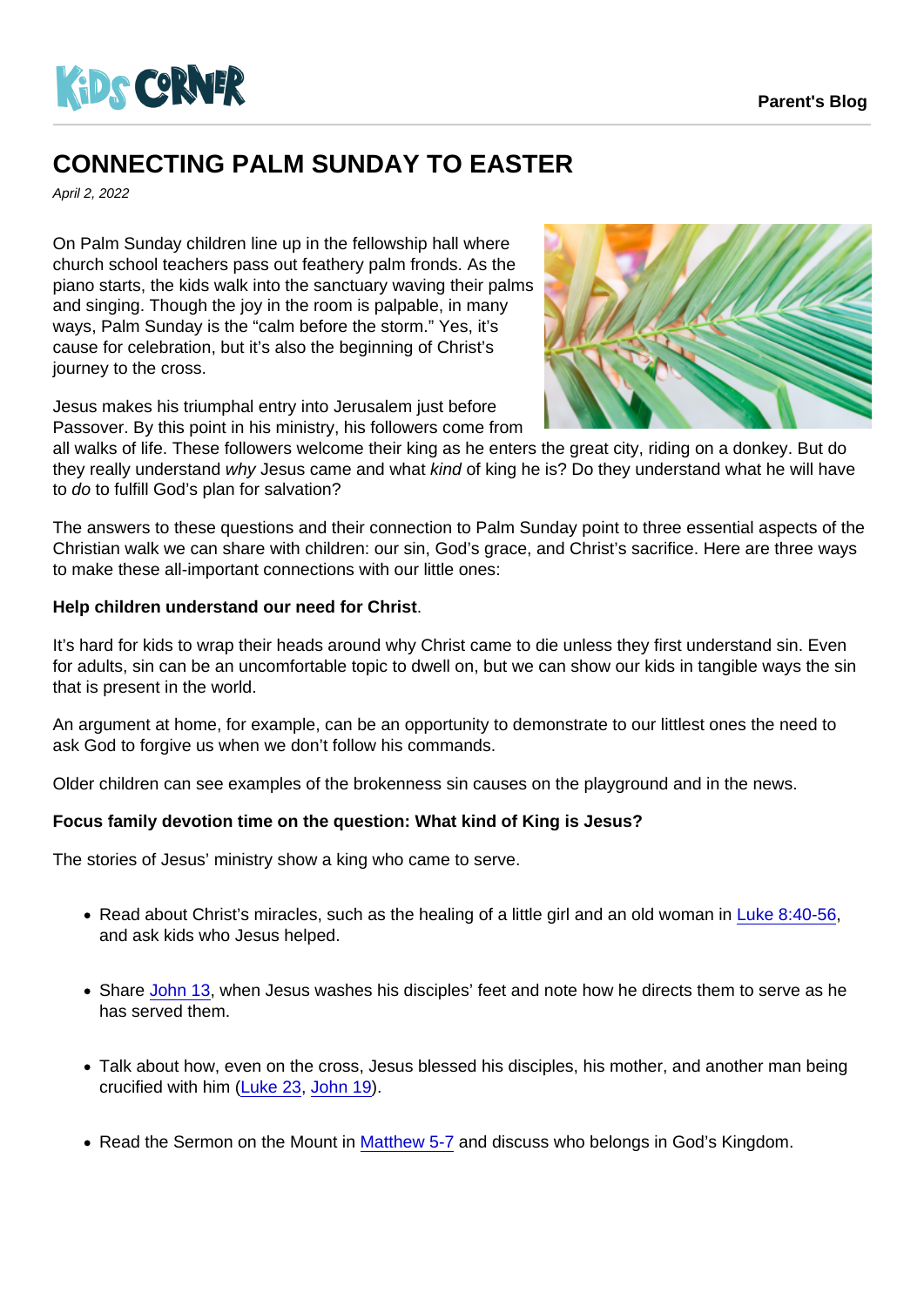# CONNECTING PALM SUNDAY TO EASTER

*April 2, 2022*

On Palm Sunday children line up in the fellowship hall where church school teachers pass out feathery palm fronds. As the piano starts, the kids walk into the sanctuary waving their palms and singing. Though the joy in the room is palpable, in many ways, Palm Sunday is the "calm before the storm." Yes, it's cause for celebration, but it's also the beginning of Christ's journey to the cross.

Jesus makes his triumphal entry into Jerusalem just before Passover. By this point in his ministry, his followers come from all walks of life. These followers welcome their king as he enters the great city, riding on a donkey. But do they really understand *why* Jesus came and what *kind* of king he is? Do they understand what he will have to *do* to fulfill God's plan for salvation?

The answers to these questions and their connection to Palm Sunday point to three essential aspects of the Christian walk we can share with children: our sin, God's grace, and Christ's sacrifice. Here are three ways to make these all-important connections with our little ones:

**Help children understand our need for Christ**.

It's hard for kids to wrap their heads around why Christ came to die unless they first understand sin. Even for adults, sin can be an uncomfortable topic to dwell on, but we can show our kids in tangible ways the sin that is present in the world.

An argument at home, for example, can be an opportunity to demonstrate to our littlest ones the need to ask God to forgive us when we don't follow his commands.

Older children can see examples of the brokenness sin causes on the playground and in the news.

**Focus family devotion time on the question: What kind of King is Jesus?**

The stories of Jesus' ministry show a king who came to serve.

- Read about Christ's miracles, such as the healing of a little girl and an old woman in Luke 8:40-56, and ask kids who Jesus helped.
- Share John 13, when Jesus washes his disciples' feet and note how he directs them to serve as he has served them.
- Talk about how, even on the cross, Jesus blessed his disciples, his mother, and another man being crucified with him (Luke 23, John 19).
- Read the Sermon on the Mount in Matthew 5-7 and discuss who belongs in God's Kingdom.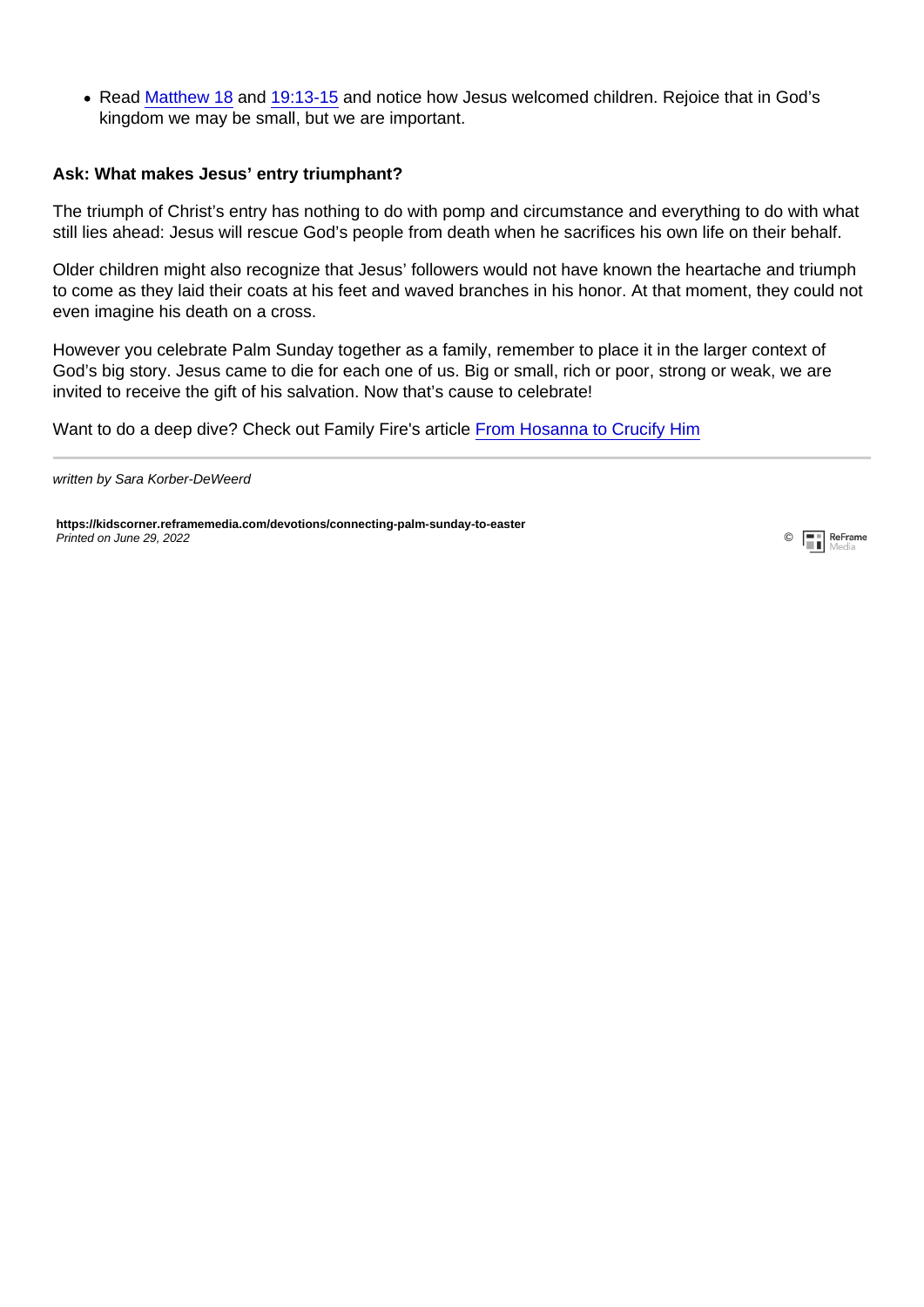- Read Matthew 18 and 19:13-15 and notice how Jesus welcomed children. Rejoice that in God's kingdom we may be small, but we are important.

**Ask: What makes Jesus' entry triumphant?**

The triumph of Christ's entry has nothing to do with pomp and circumstance and everything to do with what still lies ahead: Jesus will rescue God's people from death when he sacrifices his own life on their behalf.

Older children might also recognize that Jesus' followers would not have known the heartache and triumph to come as they laid their coats at his feet and waved branches in his honor. At that moment, they could not even imagine his death on a cross.

However you celebrate Palm Sunday together as a family, remember to place it in the larger context of God's big story. Jesus came to die for each one of us. Big or small, rich or poor, strong or weak, we are invited to receive the gift of his salvation. Now that's cause to celebrate!

Want to do a deep dive? Check out Family Fire's article From Hosanna to Crucify Him

---

*written by Sara Korber-DeWeerd*

**https://kidscorner.reframemedia.com/devotions/connecting-palm-sunday-to-easter**
*Printed on June 29, 2022*

© ReFrame Media